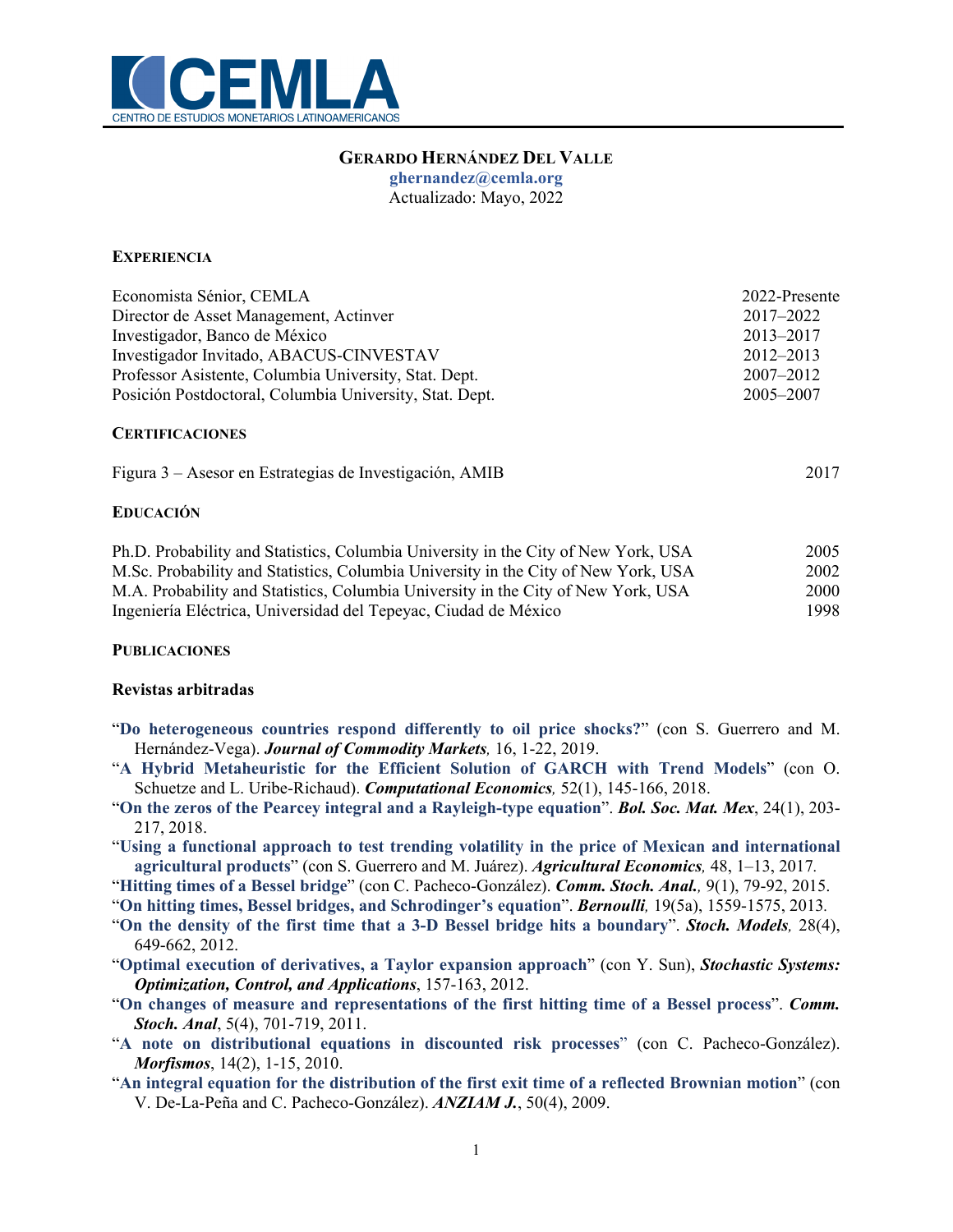CEMLA
CENTRO DE ESTUDIOS MONETARIOS LATINOAMERICANOS

# GERARDO HERNÁNDEZ DEL VALLE

ghernandez@cemla.org
Actualizado: Mayo, 2022

## EXPERIENCIA

| | |
|---|---|
| Economista Sénior, CEMLA | 2022-Presente |
| Director de Asset Management, Actinver | 2017–2022 |
| Investigador, Banco de México | 2013–2017 |
| Investigador Invitado, ABACUS-CINVESTAV | 2012–2013 |
| Professor Asistente, Columbia University, Stat. Dept. | 2007–2012 |
| Posición Postdoctoral, Columbia University, Stat. Dept. | 2005–2007 |

## CERTIFICACIONES

| | |
|---|---|
| Figura 3 – Asesor en Estrategias de Investigación, AMIB | 2017 |

## EDUCACIÓN

| | |
|---|---|
| Ph.D. Probability and Statistics, Columbia University in the City of New York, USA | 2005 |
| M.Sc. Probability and Statistics, Columbia University in the City of New York, USA | 2002 |
| M.A. Probability and Statistics, Columbia University in the City of New York, USA | 2000 |
| Ingeniería Eléctrica, Universidad del Tepeyac, Ciudad de México | 1998 |

## PUBLICACIONES

### Revistas arbitradas

- "**Do heterogeneous countries respond differently to oil price shocks?**" (con S. Guerrero and M. Hernández-Vega). ***Journal of Commodity Markets,*** 16, 1-22, 2019.
- "**A Hybrid Metaheuristic for the Efficient Solution of GARCH with Trend Models**" (con O. Schuetze and L. Uribe-Richaud). ***Computational Economics,*** 52(1), 145-166, 2018.
- "**On the zeros of the Pearcey integral and a Rayleigh-type equation**". ***Bol. Soc. Mat. Mex***, 24(1), 203-217, 2018.
- "**Using a functional approach to test trending volatility in the price of Mexican and international agricultural products**" (con S. Guerrero and M. Juárez). ***Agricultural Economics,*** 48, 1–13, 2017.
- "**Hitting times of a Bessel bridge**" (con C. Pacheco-González). ***Comm. Stoch. Anal.,*** 9(1), 79-92, 2015.
- "**On hitting times, Bessel bridges, and Schrodinger's equation**". ***Bernoulli,*** 19(5a), 1559-1575, 2013.
- "**On the density of the first time that a 3-D Bessel bridge hits a boundary**". ***Stoch. Models,*** 28(4), 649-662, 2012.
- "**Optimal execution of derivatives, a Taylor expansion approach**" (con Y. Sun), ***Stochastic Systems: Optimization, Control, and Applications***, 157-163, 2012.
- "**On changes of measure and representations of the first hitting time of a Bessel process**". ***Comm. Stoch. Anal***, 5(4), 701-719, 2011.
- "**A note on distributional equations in discounted risk processes**" (con C. Pacheco-González). ***Morfismos***, 14(2), 1-15, 2010.
- "**An integral equation for the distribution of the first exit time of a reflected Brownian motion**" (con V. De-La-Peña and C. Pacheco-González). ***ANZIAM J.***, 50(4), 2009.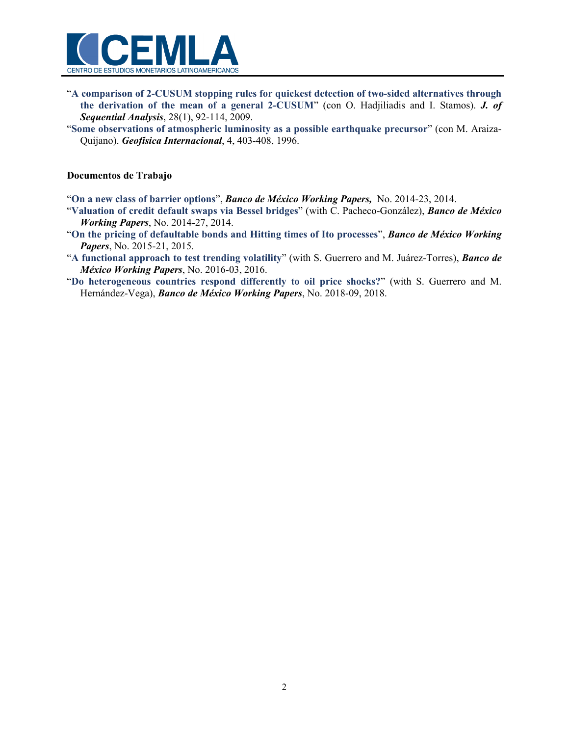"**A comparison of 2-CUSUM stopping rules for quickest detection of two-sided alternatives through the derivation of the mean of a general 2-CUSUM**" (con O. Hadjiliadis and I. Stamos). ***J. of Sequential Analysis***, 28(1), 92-114, 2009.

"**Some observations of atmospheric luminosity as a possible earthquake precursor**" (con M. Araiza-Quijano). ***Geofísica Internacional***, 4, 403-408, 1996.

**Documentos de Trabajo**

"**On a new class of barrier options**", ***Banco de México Working Papers,*** No. 2014-23, 2014.

"**Valuation of credit default swaps via Bessel bridges**" (with C. Pacheco-González), ***Banco de México Working Papers***, No. 2014-27, 2014.

"**On the pricing of defaultable bonds and Hitting times of Ito processes**", ***Banco de México Working Papers***, No. 2015-21, 2015.

"**A functional approach to test trending volatility**" (with S. Guerrero and M. Juárez-Torres), ***Banco de México Working Papers***, No. 2016-03, 2016.

"**Do heterogeneous countries respond differently to oil price shocks?**" (with S. Guerrero and M. Hernández-Vega), ***Banco de México Working Papers***, No. 2018-09, 2018.